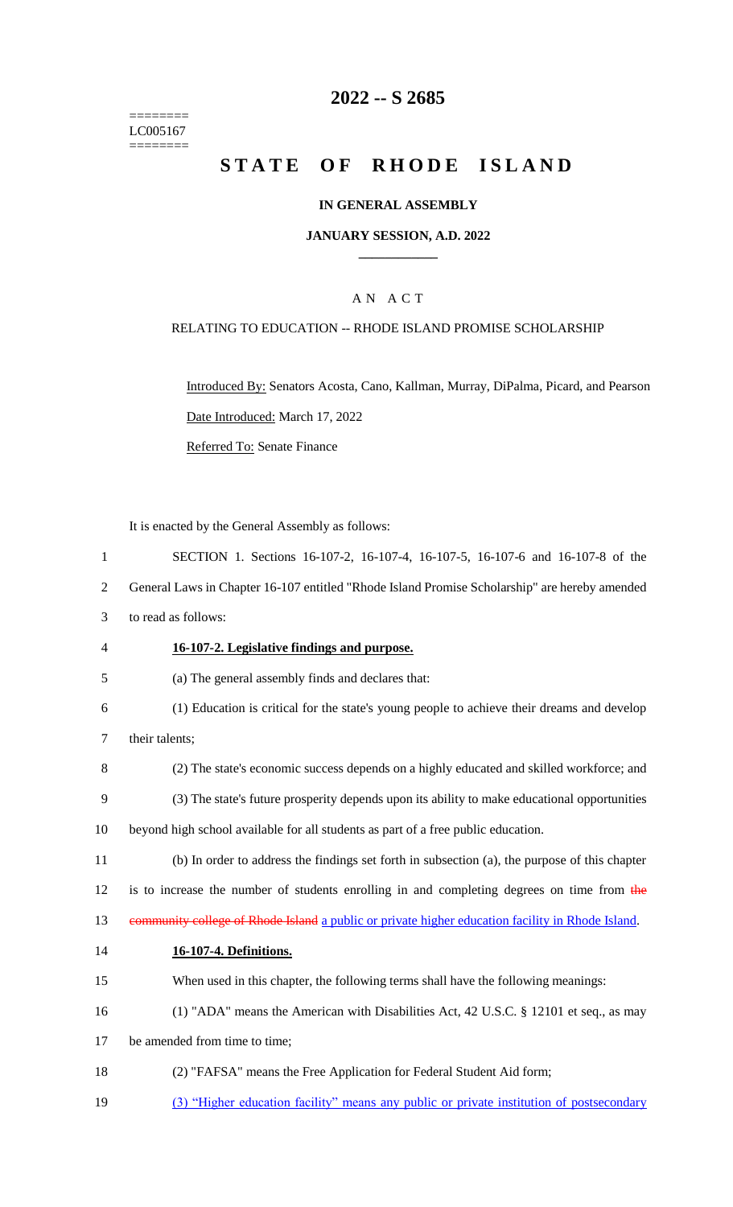========
LC005167
========

# 2022 -- S 2685

# STATE OF RHODE ISLAND

### IN GENERAL ASSEMBLY

### JANUARY SESSION, A.D. 2022

____________

## A N A C T

RELATING TO EDUCATION -- RHODE ISLAND PROMISE SCHOLARSHIP

Introduced By: Senators Acosta, Cano, Kallman, Murray, DiPalma, Picard, and Pearson

Date Introduced: March 17, 2022

Referred To: Senate Finance

It is enacted by the General Assembly as follows:

1 SECTION 1. Sections 16-107-2, 16-107-4, 16-107-5, 16-107-6 and 16-107-8 of the
2 General Laws in Chapter 16-107 entitled "Rhode Island Promise Scholarship" are hereby amended
3 to read as follows:

4 **16-107-2. Legislative findings and purpose.**

5 (a) The general assembly finds and declares that:

6 (1) Education is critical for the state's young people to achieve their dreams and develop
7 their talents;

8 (2) The state's economic success depends on a highly educated and skilled workforce; and

9 (3) The state's future prosperity depends upon its ability to make educational opportunities
10 beyond high school available for all students as part of a free public education.

11 (b) In order to address the findings set forth in subsection (a), the purpose of this chapter
12 is to increase the number of students enrolling in and completing degrees on time from ~~the~~
13 ~~community college of Rhode Island~~ a public or private higher education facility in Rhode Island.

14 **16-107-4. Definitions.**

15 When used in this chapter, the following terms shall have the following meanings:

16 (1) "ADA" means the American with Disabilities Act, 42 U.S.C. § 12101 et seq., as may
17 be amended from time to time;

18 (2) "FAFSA" means the Free Application for Federal Student Aid form;

19 (3) "Higher education facility" means any public or private institution of postsecondary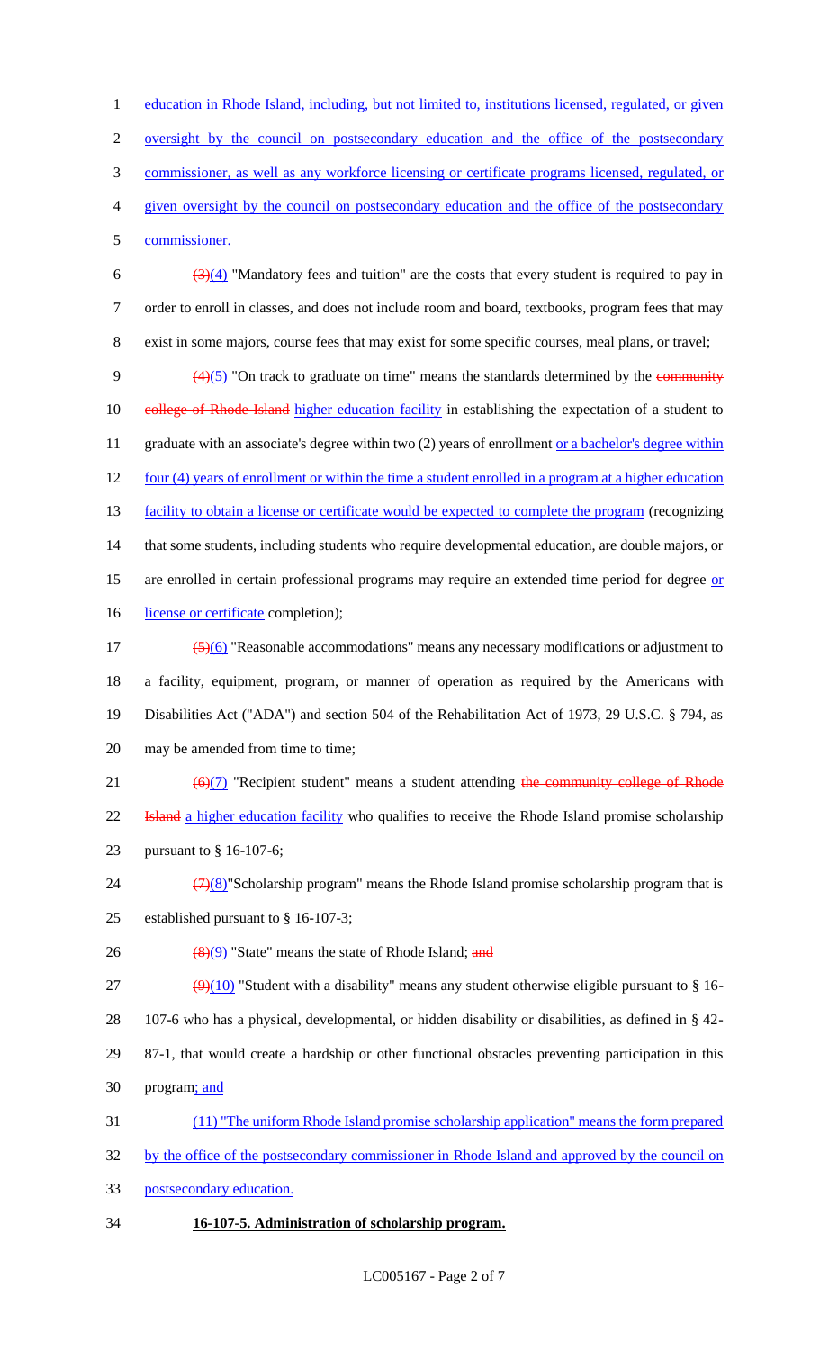education in Rhode Island, including, but not limited to, institutions licensed, regulated, or given oversight by the council on postsecondary education and the office of the postsecondary commissioner, as well as any workforce licensing or certificate programs licensed, regulated, or given oversight by the council on postsecondary education and the office of the postsecondary commissioner.

~~(3)~~(4) "Mandatory fees and tuition" are the costs that every student is required to pay in order to enroll in classes, and does not include room and board, textbooks, program fees that may exist in some majors, course fees that may exist for some specific courses, meal plans, or travel;

~~(4)~~(5) "On track to graduate on time" means the standards determined by the ~~community college of Rhode Island~~ higher education facility in establishing the expectation of a student to graduate with an associate's degree within two (2) years of enrollment or a bachelor's degree within four (4) years of enrollment or within the time a student enrolled in a program at a higher education facility to obtain a license or certificate would be expected to complete the program (recognizing that some students, including students who require developmental education, are double majors, or are enrolled in certain professional programs may require an extended time period for degree or license or certificate completion);

~~(5)~~(6) "Reasonable accommodations" means any necessary modifications or adjustment to a facility, equipment, program, or manner of operation as required by the Americans with Disabilities Act ("ADA") and section 504 of the Rehabilitation Act of 1973, 29 U.S.C. § 794, as may be amended from time to time;

~~(6)~~(7) "Recipient student" means a student attending ~~the community college of Rhode Island~~ a higher education facility who qualifies to receive the Rhode Island promise scholarship pursuant to § 16-107-6;

~~(7)~~(8)"Scholarship program" means the Rhode Island promise scholarship program that is established pursuant to § 16-107-3;

~~(8)~~(9) "State" means the state of Rhode Island; ~~and~~

~~(9)~~(10) "Student with a disability" means any student otherwise eligible pursuant to § 16-107-6 who has a physical, developmental, or hidden disability or disabilities, as defined in § 42-87-1, that would create a hardship or other functional obstacles preventing participation in this program; and

(11) "The uniform Rhode Island promise scholarship application" means the form prepared by the office of the postsecondary commissioner in Rhode Island and approved by the council on postsecondary education.

**16-107-5. Administration of scholarship program.**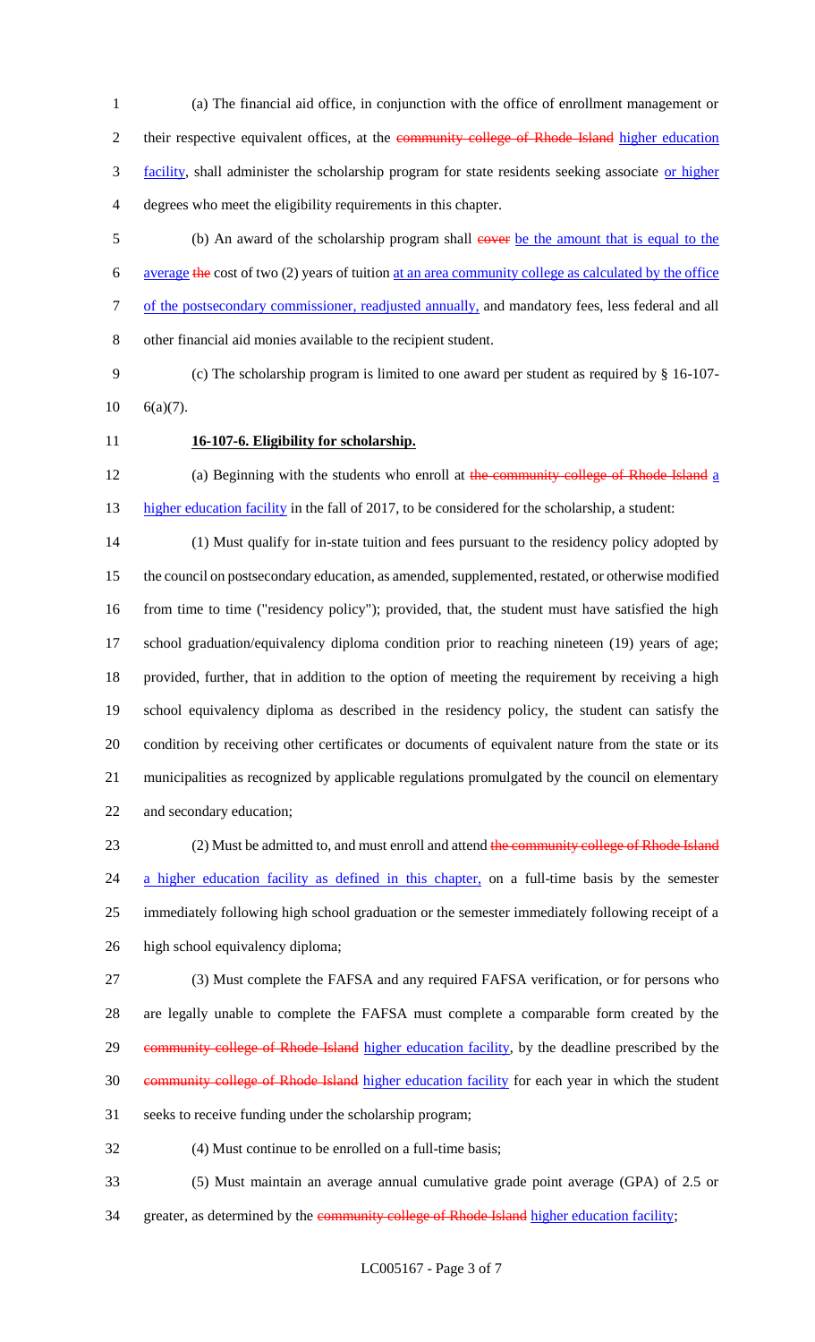(a) The financial aid office, in conjunction with the office of enrollment management or their respective equivalent offices, at the ~~community college of Rhode Island~~ higher education facility, shall administer the scholarship program for state residents seeking associate or higher degrees who meet the eligibility requirements in this chapter.

(b) An award of the scholarship program shall ~~cover~~ be the amount that is equal to the average ~~the~~ cost of two (2) years of tuition at an area community college as calculated by the office of the postsecondary commissioner, readjusted annually, and mandatory fees, less federal and all other financial aid monies available to the recipient student.

(c) The scholarship program is limited to one award per student as required by § 16-107-6(a)(7).

**16-107-6. Eligibility for scholarship.**

(a) Beginning with the students who enroll at ~~the community college of Rhode Island~~ a higher education facility in the fall of 2017, to be considered for the scholarship, a student:

(1) Must qualify for in-state tuition and fees pursuant to the residency policy adopted by the council on postsecondary education, as amended, supplemented, restated, or otherwise modified from time to time ("residency policy"); provided, that, the student must have satisfied the high school graduation/equivalency diploma condition prior to reaching nineteen (19) years of age; provided, further, that in addition to the option of meeting the requirement by receiving a high school equivalency diploma as described in the residency policy, the student can satisfy the condition by receiving other certificates or documents of equivalent nature from the state or its municipalities as recognized by applicable regulations promulgated by the council on elementary and secondary education;

(2) Must be admitted to, and must enroll and attend ~~the community college of Rhode Island~~ a higher education facility as defined in this chapter, on a full-time basis by the semester immediately following high school graduation or the semester immediately following receipt of a high school equivalency diploma;

(3) Must complete the FAFSA and any required FAFSA verification, or for persons who are legally unable to complete the FAFSA must complete a comparable form created by the ~~community college of Rhode Island~~ higher education facility, by the deadline prescribed by the ~~community college of Rhode Island~~ higher education facility for each year in which the student seeks to receive funding under the scholarship program;

(4) Must continue to be enrolled on a full-time basis;

(5) Must maintain an average annual cumulative grade point average (GPA) of 2.5 or greater, as determined by the ~~community college of Rhode Island~~ higher education facility;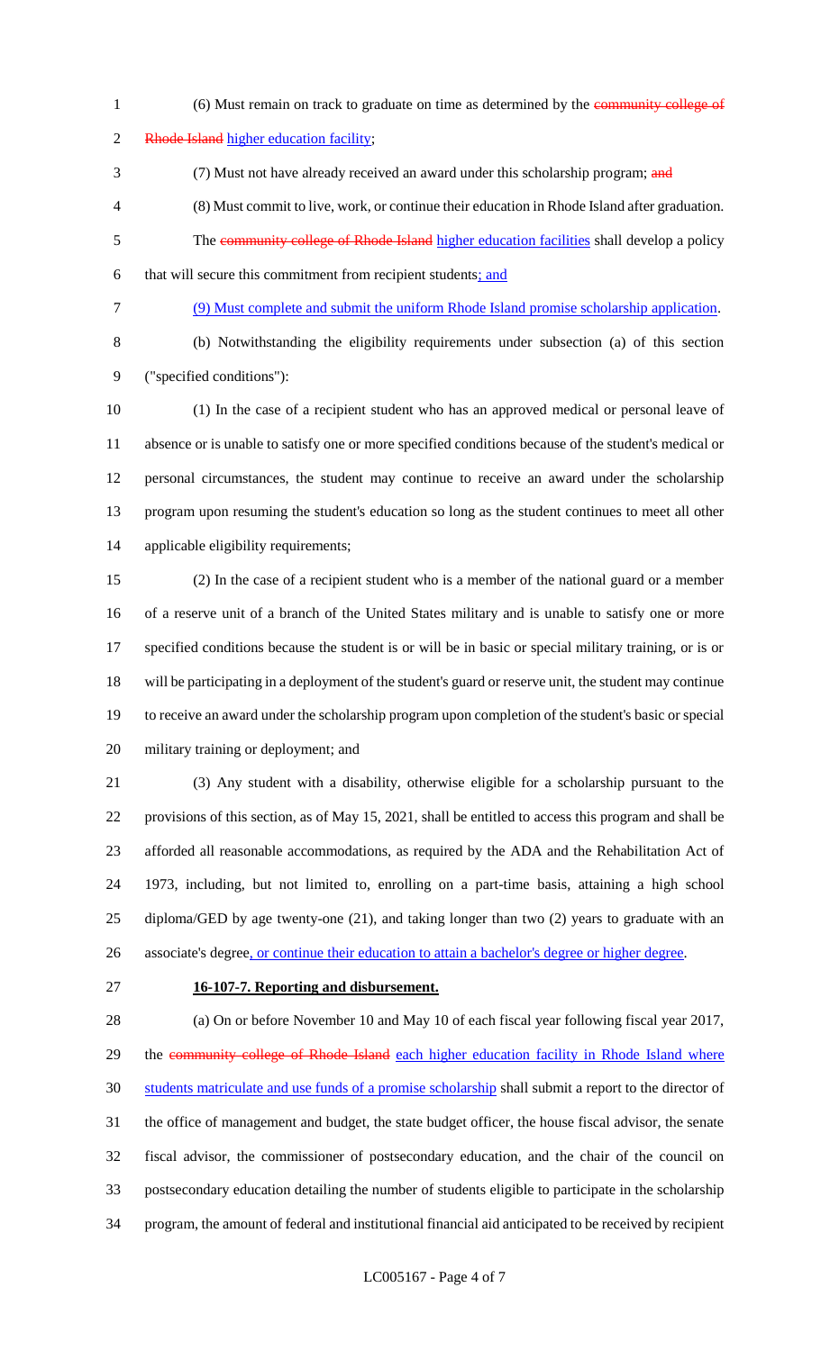(6) Must remain on track to graduate on time as determined by the ~~community college of Rhode Island~~ higher education facility;

(7) Must not have already received an award under this scholarship program; ~~and~~

(8) Must commit to live, work, or continue their education in Rhode Island after graduation. The ~~community college of Rhode Island~~ higher education facilities shall develop a policy that will secure this commitment from recipient students; and

(9) Must complete and submit the uniform Rhode Island promise scholarship application.

(b) Notwithstanding the eligibility requirements under subsection (a) of this section ("specified conditions"):

(1) In the case of a recipient student who has an approved medical or personal leave of absence or is unable to satisfy one or more specified conditions because of the student's medical or personal circumstances, the student may continue to receive an award under the scholarship program upon resuming the student's education so long as the student continues to meet all other applicable eligibility requirements;

(2) In the case of a recipient student who is a member of the national guard or a member of a reserve unit of a branch of the United States military and is unable to satisfy one or more specified conditions because the student is or will be in basic or special military training, or is or will be participating in a deployment of the student's guard or reserve unit, the student may continue to receive an award under the scholarship program upon completion of the student's basic or special military training or deployment; and

(3) Any student with a disability, otherwise eligible for a scholarship pursuant to the provisions of this section, as of May 15, 2021, shall be entitled to access this program and shall be afforded all reasonable accommodations, as required by the ADA and the Rehabilitation Act of 1973, including, but not limited to, enrolling on a part-time basis, attaining a high school diploma/GED by age twenty-one (21), and taking longer than two (2) years to graduate with an associate's degree, or continue their education to attain a bachelor's degree or higher degree.

**16-107-7. Reporting and disbursement.**

(a) On or before November 10 and May 10 of each fiscal year following fiscal year 2017, the ~~community college of Rhode Island~~ each higher education facility in Rhode Island where students matriculate and use funds of a promise scholarship shall submit a report to the director of the office of management and budget, the state budget officer, the house fiscal advisor, the senate fiscal advisor, the commissioner of postsecondary education, and the chair of the council on postsecondary education detailing the number of students eligible to participate in the scholarship program, the amount of federal and institutional financial aid anticipated to be received by recipient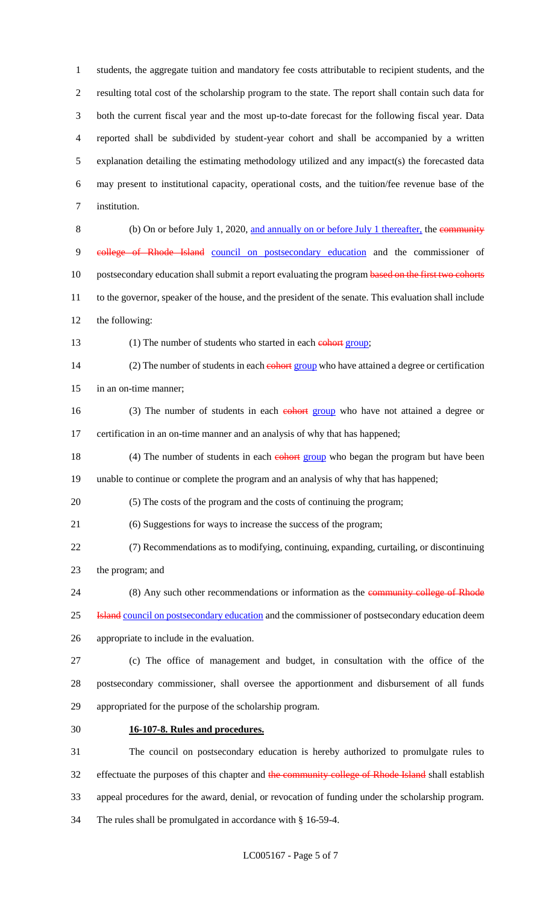students, the aggregate tuition and mandatory fee costs attributable to recipient students, and the resulting total cost of the scholarship program to the state. The report shall contain such data for both the current fiscal year and the most up-to-date forecast for the following fiscal year. Data reported shall be subdivided by student-year cohort and shall be accompanied by a written explanation detailing the estimating methodology utilized and any impact(s) the forecasted data may present to institutional capacity, operational costs, and the tuition/fee revenue base of the institution.

(b) On or before July 1, 2020, <u>and annually on or before July 1 thereafter,</u> the ~~community college of Rhode Island~~ <u>council on postsecondary education</u> and the commissioner of postsecondary education shall submit a report evaluating the program ~~based on the first two cohorts~~ to the governor, speaker of the house, and the president of the senate. This evaluation shall include the following:

(1) The number of students who started in each ~~cohort~~ <u>group</u>;

(2) The number of students in each ~~cohort~~ <u>group</u> who have attained a degree or certification in an on-time manner;

(3) The number of students in each ~~cohort~~ <u>group</u> who have not attained a degree or certification in an on-time manner and an analysis of why that has happened;

(4) The number of students in each ~~cohort~~ <u>group</u> who began the program but have been unable to continue or complete the program and an analysis of why that has happened;

(5) The costs of the program and the costs of continuing the program;

(6) Suggestions for ways to increase the success of the program;

(7) Recommendations as to modifying, continuing, expanding, curtailing, or discontinuing the program; and

(8) Any such other recommendations or information as the ~~community college of Rhode Island~~ <u>council on postsecondary education</u> and the commissioner of postsecondary education deem appropriate to include in the evaluation.

(c) The office of management and budget, in consultation with the office of the postsecondary commissioner, shall oversee the apportionment and disbursement of all funds appropriated for the purpose of the scholarship program.

**<u>16-107-8. Rules and procedures.</u>**

The council on postsecondary education is hereby authorized to promulgate rules to effectuate the purposes of this chapter and ~~the community college of Rhode Island~~ shall establish appeal procedures for the award, denial, or revocation of funding under the scholarship program. The rules shall be promulgated in accordance with § 16-59-4.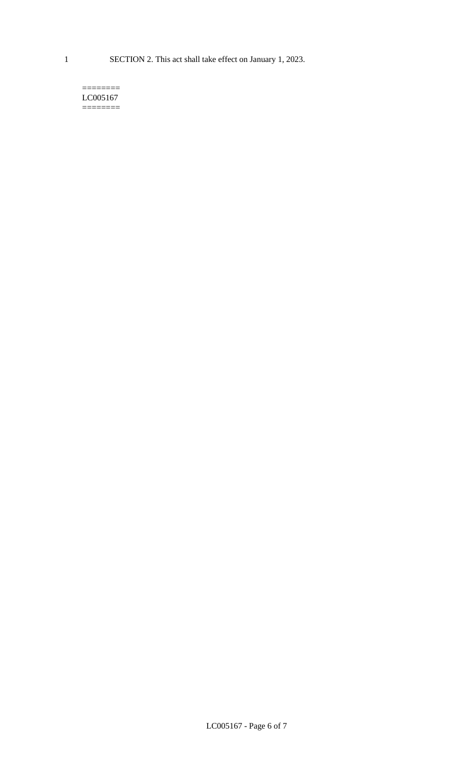SECTION 2. This act shall take effect on January 1, 2023.

========
LC005167
========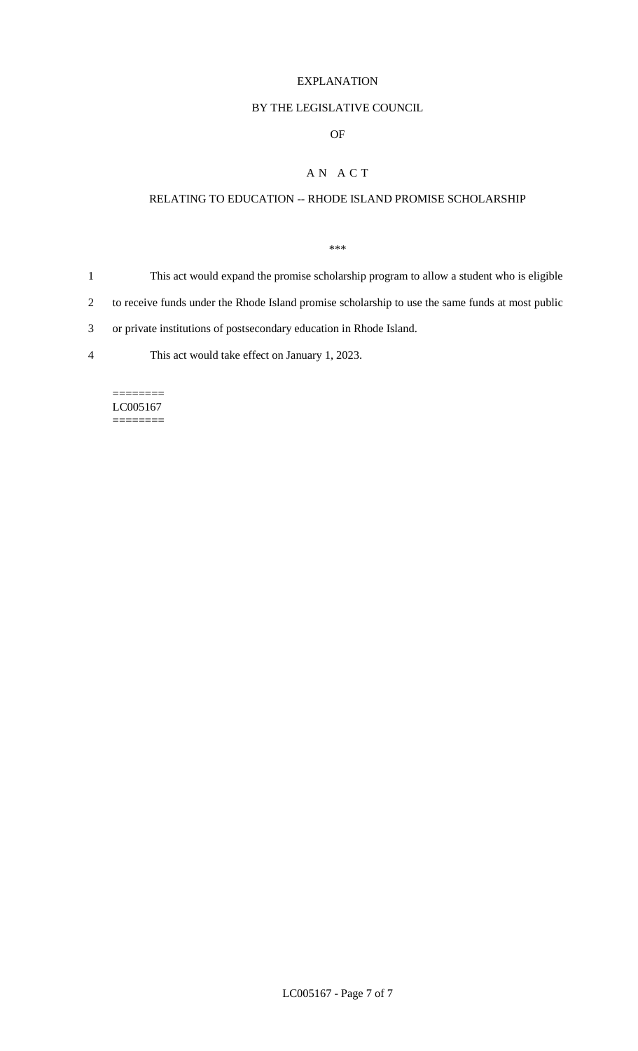EXPLANATION

BY THE LEGISLATIVE COUNCIL

OF

A N A C T

RELATING TO EDUCATION -- RHODE ISLAND PROMISE SCHOLARSHIP

\*\*\*

1 This act would expand the promise scholarship program to allow a student who is eligible
2 to receive funds under the Rhode Island promise scholarship to use the same funds at most public
3 or private institutions of postsecondary education in Rhode Island.
4 This act would take effect on January 1, 2023.

========
LC005167
========